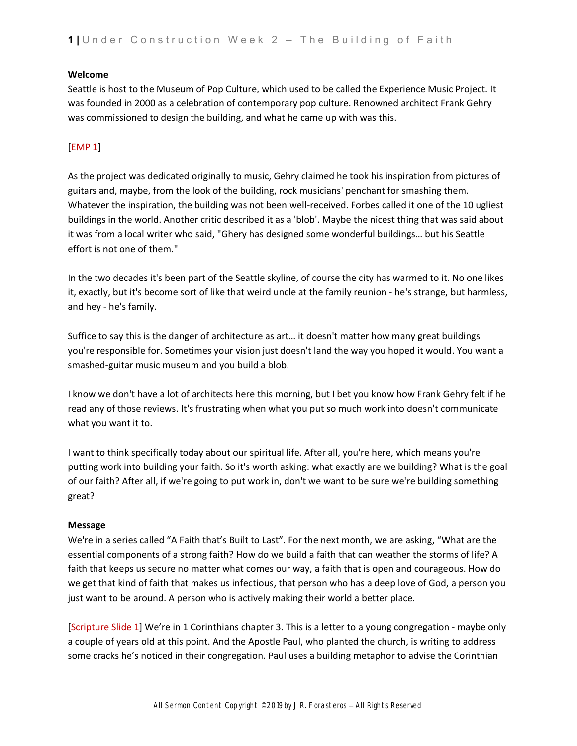**Welcome**

Seattle is host to the Museum of Pop Culture, which used to be called the Experience Music Project. It was founded in 2000 as a celebration of contemporary pop culture. Renowned architect Frank Gehry was commissioned to design the building, and what he came up with was this.

[EMP 1]

As the project was dedicated originally to music, Gehry claimed he took his inspiration from pictures of guitars and, maybe, from the look of the building, rock musicians' penchant for smashing them. Whatever the inspiration, the building was not been well-received. Forbes called it one of the 10 ugliest buildings in the world. Another critic described it as a 'blob'. Maybe the nicest thing that was said about it was from a local writer who said, "Ghery has designed some wonderful buildings… but his Seattle effort is not one of them."

In the two decades it's been part of the Seattle skyline, of course the city has warmed to it. No one likes it, exactly, but it's become sort of like that weird uncle at the family reunion - he's strange, but harmless, and hey - he's family.

Suffice to say this is the danger of architecture as art… it doesn't matter how many great buildings you're responsible for. Sometimes your vision just doesn't land the way you hoped it would. You want a smashed-guitar music museum and you build a blob.

I know we don't have a lot of architects here this morning, but I bet you know how Frank Gehry felt if he read any of those reviews. It's frustrating when what you put so much work into doesn't communicate what you want it to.

I want to think specifically today about our spiritual life. After all, you're here, which means you're putting work into building your faith. So it's worth asking: what exactly are we building? What is the goal of our faith? After all, if we're going to put work in, don't we want to be sure we're building something great?

**Message**

We're in a series called "A Faith that's Built to Last". For the next month, we are asking, "What are the essential components of a strong faith? How do we build a faith that can weather the storms of life? A faith that keeps us secure no matter what comes our way, a faith that is open and courageous. How do we get that kind of faith that makes us infectious, that person who has a deep love of God, a person you just want to be around. A person who is actively making their world a better place.

[Scripture Slide 1] We're in 1 Corinthians chapter 3. This is a letter to a young congregation - maybe only a couple of years old at this point. And the Apostle Paul, who planted the church, is writing to address some cracks he's noticed in their congregation. Paul uses a building metaphor to advise the Corinthian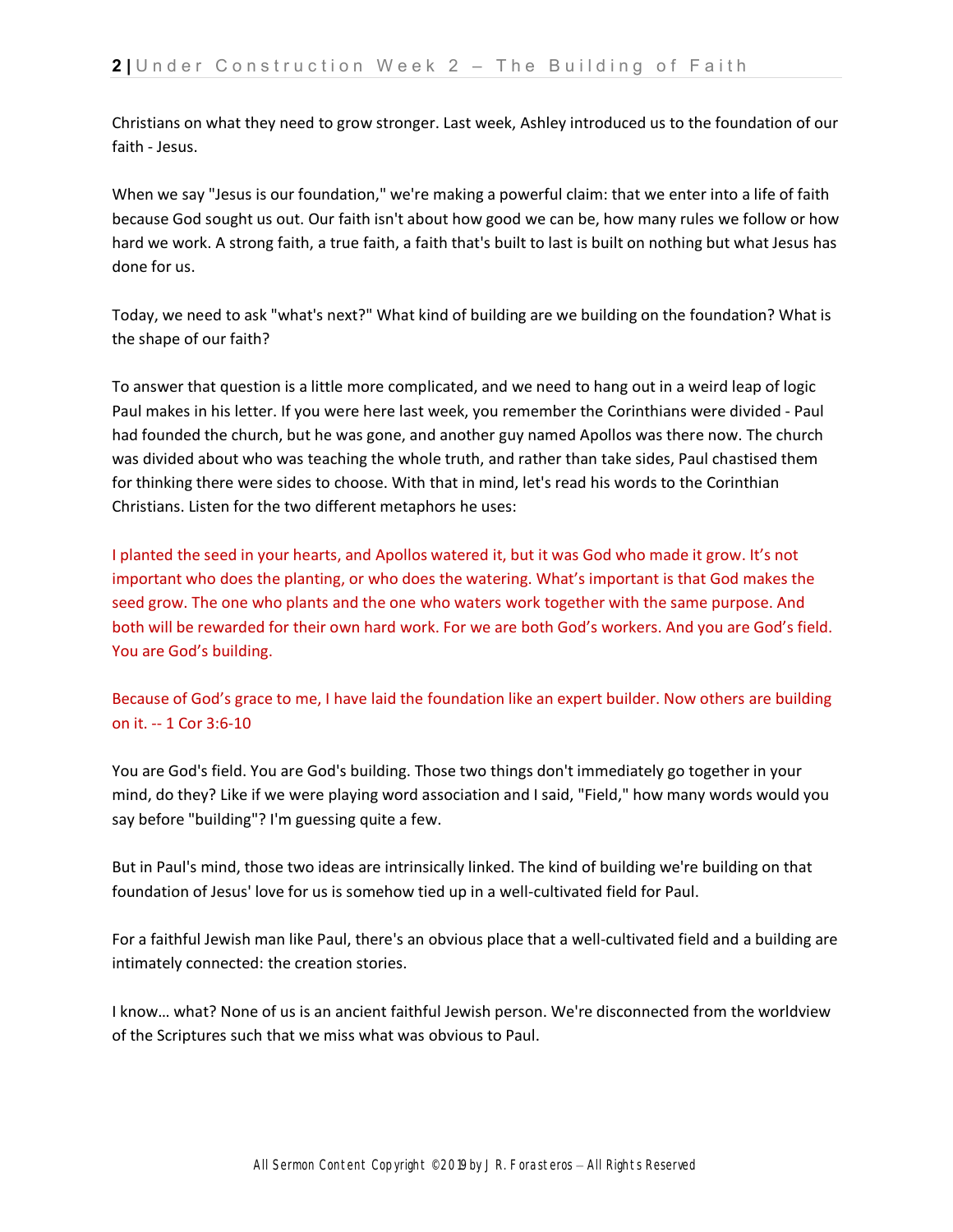Christians on what they need to grow stronger. Last week, Ashley introduced us to the foundation of our faith - Jesus.

When we say "Jesus is our foundation," we're making a powerful claim: that we enter into a life of faith because God sought us out. Our faith isn't about how good we can be, how many rules we follow or how hard we work. A strong faith, a true faith, a faith that's built to last is built on nothing but what Jesus has done for us.

Today, we need to ask "what's next?" What kind of building are we building on the foundation? What is the shape of our faith?

To answer that question is a little more complicated, and we need to hang out in a weird leap of logic Paul makes in his letter. If you were here last week, you remember the Corinthians were divided - Paul had founded the church, but he was gone, and another guy named Apollos was there now. The church was divided about who was teaching the whole truth, and rather than take sides, Paul chastised them for thinking there were sides to choose. With that in mind, let's read his words to the Corinthian Christians. Listen for the two different metaphors he uses:

I planted the seed in your hearts, and Apollos watered it, but it was God who made it grow. It's not important who does the planting, or who does the watering. What's important is that God makes the seed grow. The one who plants and the one who waters work together with the same purpose. And both will be rewarded for their own hard work. For we are both God's workers. And you are God's field. You are God's building.

Because of God's grace to me, I have laid the foundation like an expert builder. Now others are building on it. -- 1 Cor 3:6-10

You are God's field. You are God's building. Those two things don't immediately go together in your mind, do they? Like if we were playing word association and I said, "Field," how many words would you say before "building"? I'm guessing quite a few.

But in Paul's mind, those two ideas are intrinsically linked. The kind of building we're building on that foundation of Jesus' love for us is somehow tied up in a well-cultivated field for Paul.

For a faithful Jewish man like Paul, there's an obvious place that a well-cultivated field and a building are intimately connected: the creation stories.

I know… what? None of us is an ancient faithful Jewish person. We're disconnected from the worldview of the Scriptures such that we miss what was obvious to Paul.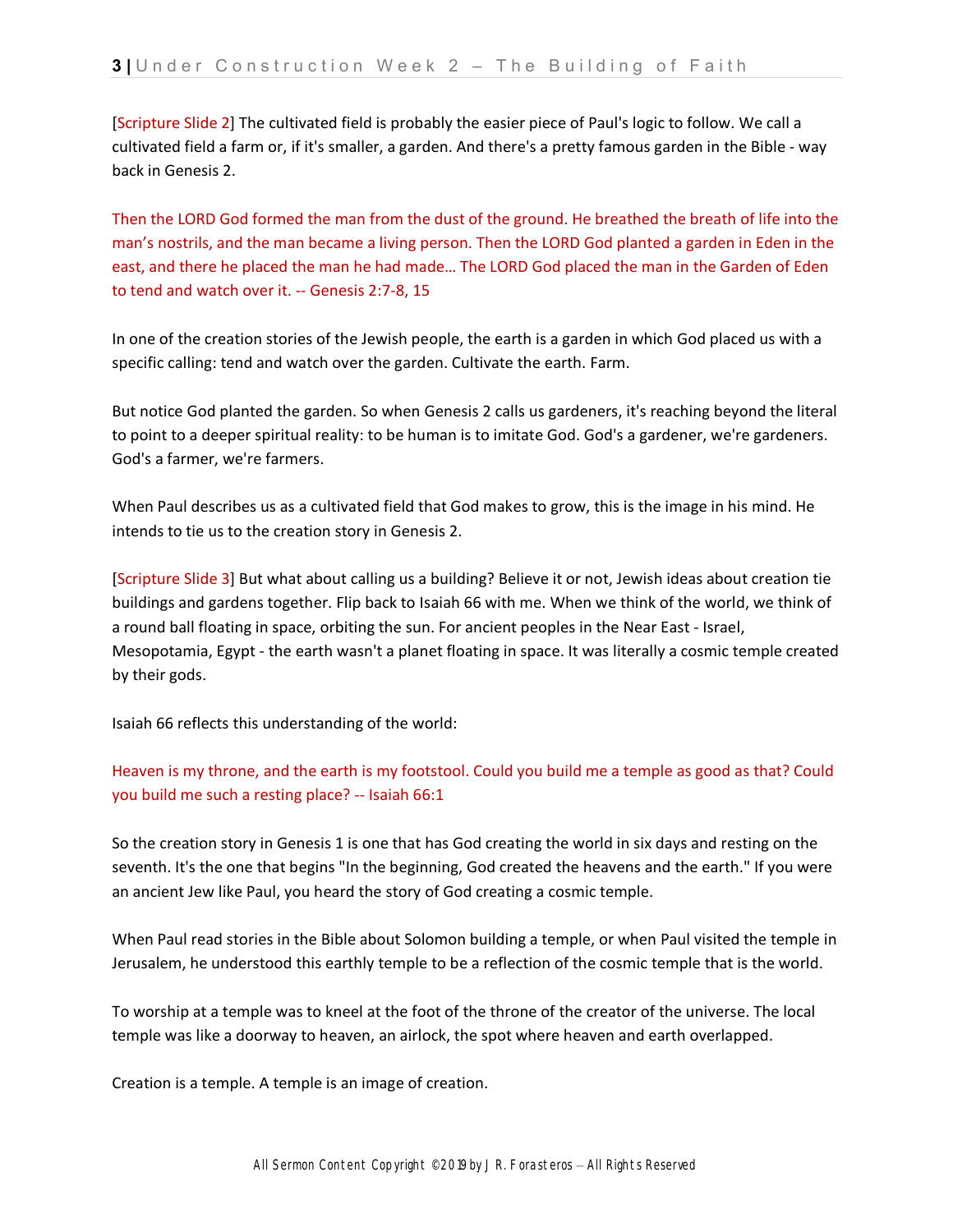[Scripture Slide 2] The cultivated field is probably the easier piece of Paul's logic to follow. We call a cultivated field a farm or, if it's smaller, a garden. And there's a pretty famous garden in the Bible - way back in Genesis 2.

Then the LORD God formed the man from the dust of the ground. He breathed the breath of life into the man's nostrils, and the man became a living person. Then the LORD God planted a garden in Eden in the east, and there he placed the man he had made… The LORD God placed the man in the Garden of Eden to tend and watch over it. -- Genesis 2:7-8, 15

In one of the creation stories of the Jewish people, the earth is a garden in which God placed us with a specific calling: tend and watch over the garden. Cultivate the earth. Farm.

But notice God planted the garden. So when Genesis 2 calls us gardeners, it's reaching beyond the literal to point to a deeper spiritual reality: to be human is to imitate God. God's a gardener, we're gardeners. God's a farmer, we're farmers.

When Paul describes us as a cultivated field that God makes to grow, this is the image in his mind. He intends to tie us to the creation story in Genesis 2.

[Scripture Slide 3] But what about calling us a building? Believe it or not, Jewish ideas about creation tie buildings and gardens together. Flip back to Isaiah 66 with me. When we think of the world, we think of a round ball floating in space, orbiting the sun. For ancient peoples in the Near East - Israel, Mesopotamia, Egypt - the earth wasn't a planet floating in space. It was literally a cosmic temple created by their gods.

Isaiah 66 reflects this understanding of the world:

Heaven is my throne, and the earth is my footstool. Could you build me a temple as good as that? Could you build me such a resting place? -- Isaiah 66:1

So the creation story in Genesis 1 is one that has God creating the world in six days and resting on the seventh. It's the one that begins "In the beginning, God created the heavens and the earth." If you were an ancient Jew like Paul, you heard the story of God creating a cosmic temple.

When Paul read stories in the Bible about Solomon building a temple, or when Paul visited the temple in Jerusalem, he understood this earthly temple to be a reflection of the cosmic temple that is the world.

To worship at a temple was to kneel at the foot of the throne of the creator of the universe. The local temple was like a doorway to heaven, an airlock, the spot where heaven and earth overlapped.

Creation is a temple. A temple is an image of creation.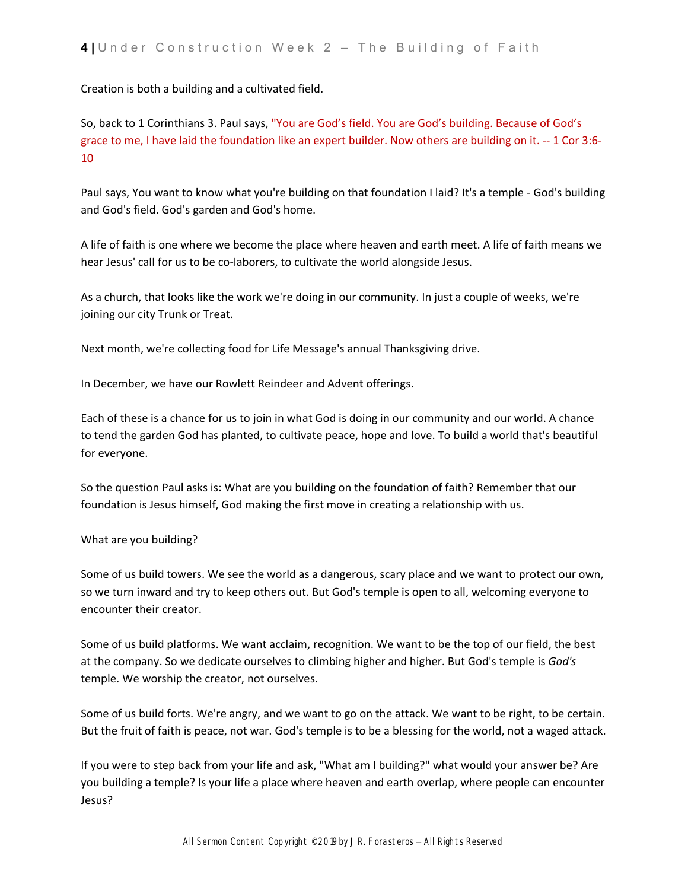Creation is both a building and a cultivated field.

So, back to 1 Corinthians 3. Paul says, "You are God's field. You are God's building. Because of God's grace to me, I have laid the foundation like an expert builder. Now others are building on it. -- 1 Cor 3:6-10

Paul says, You want to know what you're building on that foundation I laid? It's a temple - God's building and God's field. God's garden and God's home.

A life of faith is one where we become the place where heaven and earth meet. A life of faith means we hear Jesus' call for us to be co-laborers, to cultivate the world alongside Jesus.

As a church, that looks like the work we're doing in our community. In just a couple of weeks, we're joining our city Trunk or Treat.

Next month, we're collecting food for Life Message's annual Thanksgiving drive.

In December, we have our Rowlett Reindeer and Advent offerings.

Each of these is a chance for us to join in what God is doing in our community and our world. A chance to tend the garden God has planted, to cultivate peace, hope and love. To build a world that's beautiful for everyone.

So the question Paul asks is: What are you building on the foundation of faith? Remember that our foundation is Jesus himself, God making the first move in creating a relationship with us.

What are you building?

Some of us build towers. We see the world as a dangerous, scary place and we want to protect our own, so we turn inward and try to keep others out. But God's temple is open to all, welcoming everyone to encounter their creator.

Some of us build platforms. We want acclaim, recognition. We want to be the top of our field, the best at the company. So we dedicate ourselves to climbing higher and higher. But God's temple is *God's* temple. We worship the creator, not ourselves.

Some of us build forts. We're angry, and we want to go on the attack. We want to be right, to be certain. But the fruit of faith is peace, not war. God's temple is to be a blessing for the world, not a waged attack.

If you were to step back from your life and ask, "What am I building?" what would your answer be? Are you building a temple? Is your life a place where heaven and earth overlap, where people can encounter Jesus?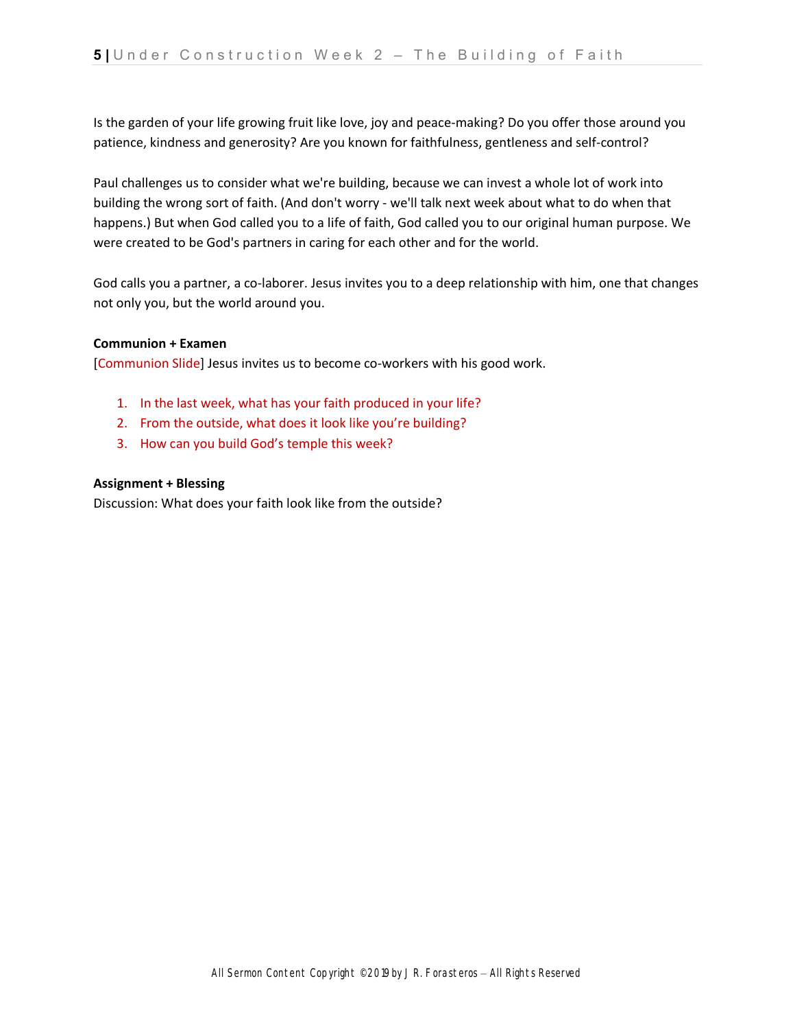Is the garden of your life growing fruit like love, joy and peace-making? Do you offer those around you patience, kindness and generosity? Are you known for faithfulness, gentleness and self-control?

Paul challenges us to consider what we're building, because we can invest a whole lot of work into building the wrong sort of faith. (And don't worry - we'll talk next week about what to do when that happens.) But when God called you to a life of faith, God called you to our original human purpose. We were created to be God's partners in caring for each other and for the world.

God calls you a partner, a co-laborer. Jesus invites you to a deep relationship with him, one that changes not only you, but the world around you.

**Communion + Examen**

[Communion Slide] Jesus invites us to become co-workers with his good work.

1. In the last week, what has your faith produced in your life?
2. From the outside, what does it look like you're building?
3. How can you build God's temple this week?

**Assignment + Blessing**

Discussion: What does your faith look like from the outside?

All Sermon Content Copyright ©2019 by J R. Forasteros – All Rights Reserved